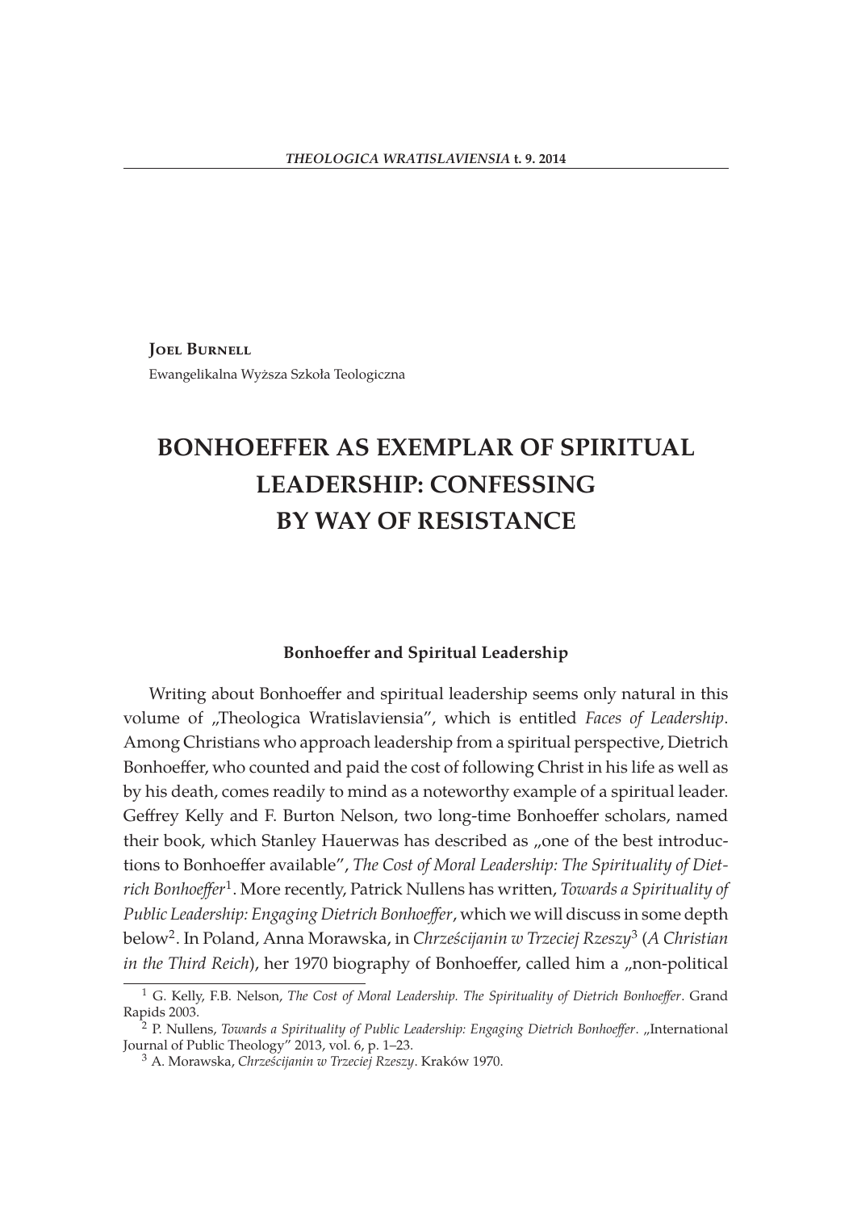**Joel Burnell**

Ewangelikalna Wyższa Szkoła Teologiczna

# BONHOEFFER AS EXEMPLAR OF SPIRITUAL LEADERSHIP: CONFESSING BY WAY OF RESISTANCE

## Bonhoeffer and Spiritual Leadership

Writing about Bonhoeffer and spiritual leadership seems only natural in this volume of „Theologica Wratislaviensia", which is entitled *Faces of Leadership*. Among Christians who approach leadership from a spiritual perspective, Dietrich Bonhoeffer, who counted and paid the cost of following Christ in his life as well as by his death, comes readily to mind as a noteworthy example of a spiritual leader. Geffrey Kelly and F. Burton Nelson, two long-time Bonhoeffer scholars, named their book, which Stanley Hauerwas has described as „one of the best introductions to Bonhoeffer available", *The Cost of Moral Leadership: The Spirituality of Dietrich Bonhoeffer*[1]. More recently, Patrick Nullens has written, *Towards a Spirituality of Public Leadership: Engaging Dietrich Bonhoeffer*, which we will discuss in some depth below[2]. In Poland, Anna Morawska, in *Chrześcijanin w Trzeciej Rzeszy*[3] (*A Christian in the Third Reich*), her 1970 biography of Bonhoeffer, called him a „non-political

---

[1] G. Kelly, F.B. Nelson, *The Cost of Moral Leadership. The Spirituality of Dietrich Bonhoeffer*. Grand Rapids 2003.

[2] P. Nullens, *Towards a Spirituality of Public Leadership: Engaging Dietrich Bonhoeffer*. „International Journal of Public Theology" 2013, vol. 6, p. 1–23.

[3] A. Morawska, *Chrześcijanin w Trzeciej Rzeszy*. Kraków 1970.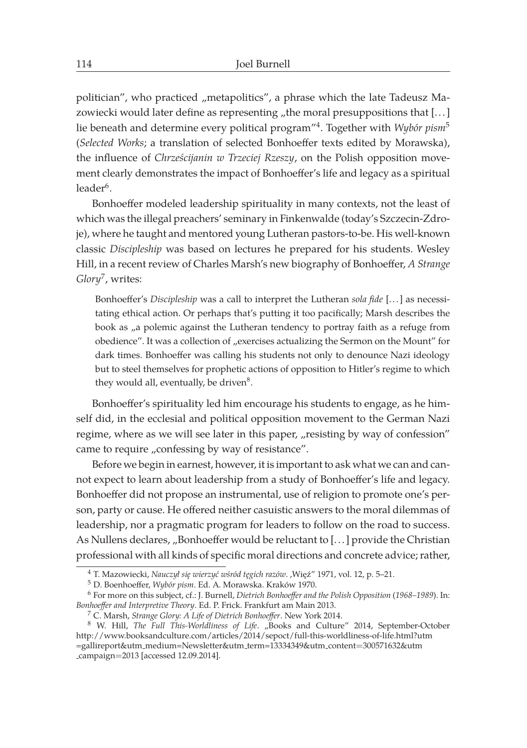politician", who practiced „metapolitics", a phrase which the late Tadeusz Mazowiecki would later define as representing „the moral presuppositions that [...] lie beneath and determine every political program"[4]. Together with *Wybór pism*[5] (*Selected Works*; a translation of selected Bonhoeffer texts edited by Morawska), the influence of *Chrześcijanin w Trzeciej Rzeszy*, on the Polish opposition movement clearly demonstrates the impact of Bonhoeffer's life and legacy as a spiritual leader[6].

Bonhoeffer modeled leadership spirituality in many contexts, not the least of which was the illegal preachers' seminary in Finkenwalde (today's Szczecin-Zdroje), where he taught and mentored young Lutheran pastors-to-be. His well-known classic *Discipleship* was based on lectures he prepared for his students. Wesley Hill, in a recent review of Charles Marsh's new biography of Bonhoeffer, *A Strange Glory*[7], writes:

> Bonhoeffer's *Discipleship* was a call to interpret the Lutheran *sola fide* [...] as necessitating ethical action. Or perhaps that's putting it too pacifically; Marsh describes the book as „a polemic against the Lutheran tendency to portray faith as a refuge from obedience". It was a collection of „exercises actualizing the Sermon on the Mount" for dark times. Bonhoeffer was calling his students not only to denounce Nazi ideology but to steel themselves for prophetic actions of opposition to Hitler's regime to which they would all, eventually, be driven[8].

Bonhoeffer's spirituality led him encourage his students to engage, as he himself did, in the ecclesial and political opposition movement to the German Nazi regime, where as we will see later in this paper, „resisting by way of confession" came to require „confessing by way of resistance".

Before we begin in earnest, however, it is important to ask what we can and cannot expect to learn about leadership from a study of Bonhoeffer's life and legacy. Bonhoeffer did not propose an instrumental, use of religion to promote one's person, party or cause. He offered neither casuistic answers to the moral dilemmas of leadership, nor a pragmatic program for leaders to follow on the road to success. As Nullens declares, „Bonhoeffer would be reluctant to [...] provide the Christian professional with all kinds of specific moral directions and concrete advice; rather,

---

[4] T. Mazowiecki, *Nauczył się wierzyć wśród tęgich razów*. ,Więź" 1971, vol. 12, p. 5–21.

[5] D. Boenhoeffer, *Wybór pism*. Ed. A. Morawska. Kraków 1970.

[6] For more on this subject, cf.: J. Burnell, *Dietrich Bonhoeffer and the Polish Opposition (1968–1989)*. In: *Bonhoeffer and Interpretive Theory*. Ed. P. Frick. Frankfurt am Main 2013.

[7] C. Marsh, *Strange Glory: A Life of Dietrich Bonhoeffer*. New York 2014.

[8] W. Hill, *The Full This-Worldliness of Life*. „Books and Culture" 2014, September-October http://www.booksandculture.com/articles/2014/sepoct/full-this-worldliness-of-life.html?utm=gallireport&utm_medium=Newsletter&utm_term=13334349&utm_content=300571632&utm_campaign=2013 [accessed 12.09.2014].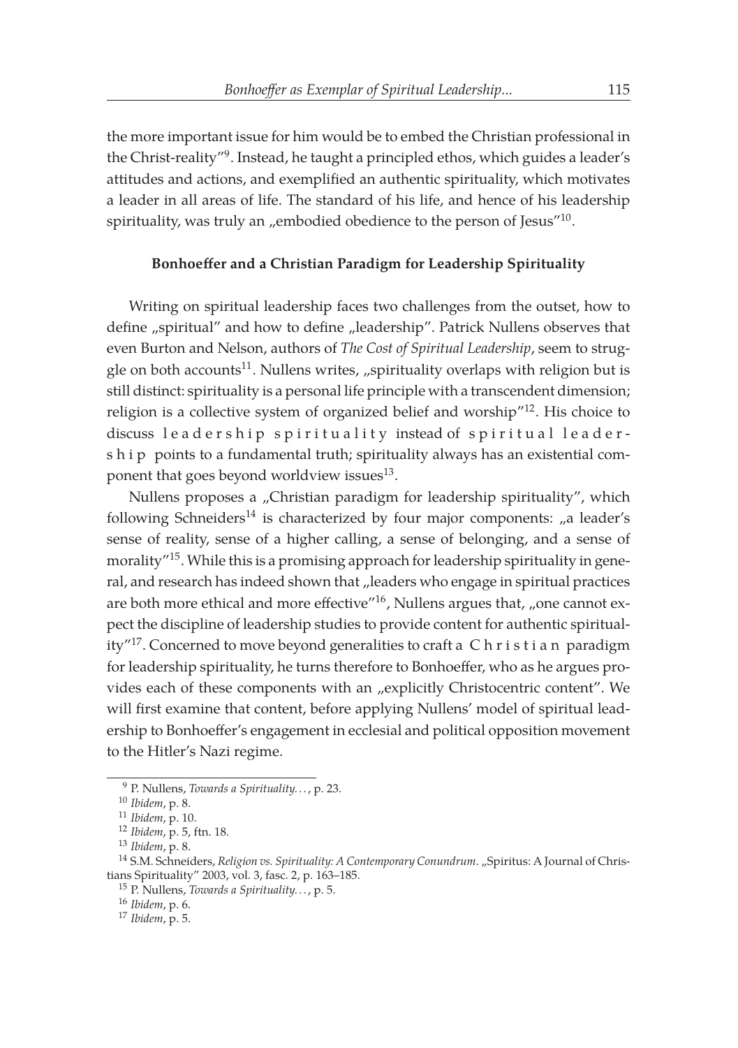the more important issue for him would be to embed the Christian professional in the Christ-reality"[9]. Instead, he taught a principled ethos, which guides a leader's attitudes and actions, and exemplified an authentic spirituality, which motivates a leader in all areas of life. The standard of his life, and hence of his leadership spirituality, was truly an „embodied obedience to the person of Jesus"[10].

## Bonhoeffer and a Christian Paradigm for Leadership Spirituality

Writing on spiritual leadership faces two challenges from the outset, how to define „spiritual" and how to define „leadership". Patrick Nullens observes that even Burton and Nelson, authors of *The Cost of Spiritual Leadership*, seem to struggle on both accounts[11]. Nullens writes, „spirituality overlaps with religion but is still distinct: spirituality is a personal life principle with a transcendent dimension; religion is a collective system of organized belief and worship"[12]. His choice to discuss leadership spirituality instead of spiritual leadership points to a fundamental truth; spirituality always has an existential component that goes beyond worldview issues[13].

Nullens proposes a „Christian paradigm for leadership spirituality", which following Schneiders[14] is characterized by four major components: „a leader's sense of reality, sense of a higher calling, a sense of belonging, and a sense of morality"[15]. While this is a promising approach for leadership spirituality in general, and research has indeed shown that „leaders who engage in spiritual practices are both more ethical and more effective"[16], Nullens argues that, „one cannot expect the discipline of leadership studies to provide content for authentic spirituality"[17]. Concerned to move beyond generalities to craft a Christian paradigm for leadership spirituality, he turns therefore to Bonhoeffer, who as he argues provides each of these components with an „explicitly Christocentric content". We will first examine that content, before applying Nullens' model of spiritual leadership to Bonhoeffer's engagement in ecclesial and political opposition movement to the Hitler's Nazi regime.

---

[9] P. Nullens, *Towards a Spirituality…*, p. 23.

[10] *Ibidem*, p. 8.

[11] *Ibidem*, p. 10.

[12] *Ibidem*, p. 5, ftn. 18.

[13] *Ibidem*, p. 8.

[14] S.M. Schneiders, *Religion vs. Spirituality: A Contemporary Conundrum*. „Spiritus: A Journal of Christians Spirituality" 2003, vol. 3, fasc. 2, p. 163–185.

[15] P. Nullens, *Towards a Spirituality…*, p. 5.

[16] *Ibidem*, p. 6.

[17] *Ibidem*, p. 5.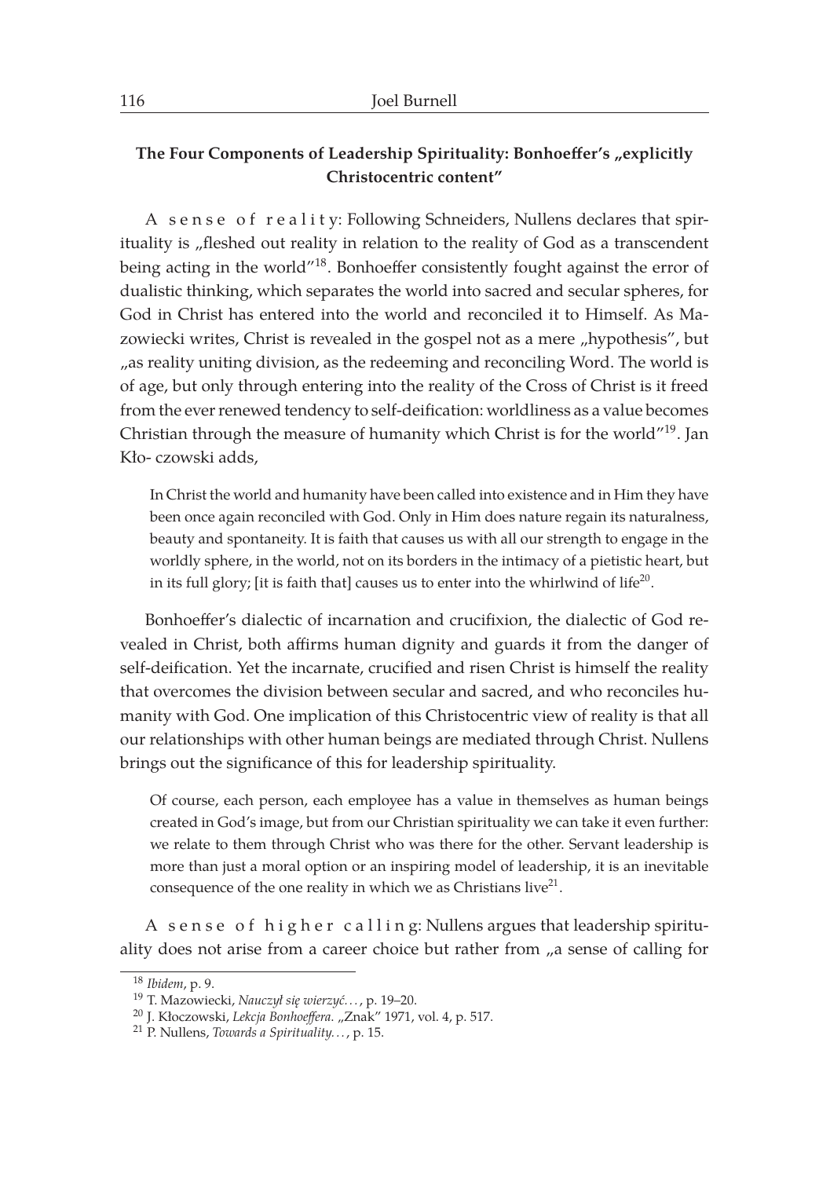### The Four Components of Leadership Spirituality: Bonhoeffer's „explicitly Christocentric content"

A sense of reality: Following Schneiders, Nullens declares that spirituality is „fleshed out reality in relation to the reality of God as a transcendent being acting in the world"[18]. Bonhoeffer consistently fought against the error of dualistic thinking, which separates the world into sacred and secular spheres, for God in Christ has entered into the world and reconciled it to Himself. As Mazowiecki writes, Christ is revealed in the gospel not as a mere „hypothesis", but „as reality uniting division, as the redeeming and reconciling Word. The world is of age, but only through entering into the reality of the Cross of Christ is it freed from the ever renewed tendency to self-deification: worldliness as a value becomes Christian through the measure of humanity which Christ is for the world"[19]. Jan Kło- czowski adds,

> In Christ the world and humanity have been called into existence and in Him they have been once again reconciled with God. Only in Him does nature regain its naturalness, beauty and spontaneity. It is faith that causes us with all our strength to engage in the worldly sphere, in the world, not on its borders in the intimacy of a pietistic heart, but in its full glory; [it is faith that] causes us to enter into the whirlwind of life[20].

Bonhoeffer's dialectic of incarnation and crucifixion, the dialectic of God revealed in Christ, both affirms human dignity and guards it from the danger of self-deification. Yet the incarnate, crucified and risen Christ is himself the reality that overcomes the division between secular and sacred, and who reconciles humanity with God. One implication of this Christocentric view of reality is that all our relationships with other human beings are mediated through Christ. Nullens brings out the significance of this for leadership spirituality.

> Of course, each person, each employee has a value in themselves as human beings created in God's image, but from our Christian spirituality we can take it even further: we relate to them through Christ who was there for the other. Servant leadership is more than just a moral option or an inspiring model of leadership, it is an inevitable consequence of the one reality in which we as Christians live[21].

A sense of higher calling: Nullens argues that leadership spirituality does not arise from a career choice but rather from „a sense of calling for

---

[18] *Ibidem*, p. 9.

[19] T. Mazowiecki, *Nauczył się wierzyć…*, p. 19–20.

[20] J. Kłoczowski, *Lekcja Bonhoeffera*. „Znak" 1971, vol. 4, p. 517.

[21] P. Nullens, *Towards a Spirituality…*, p. 15.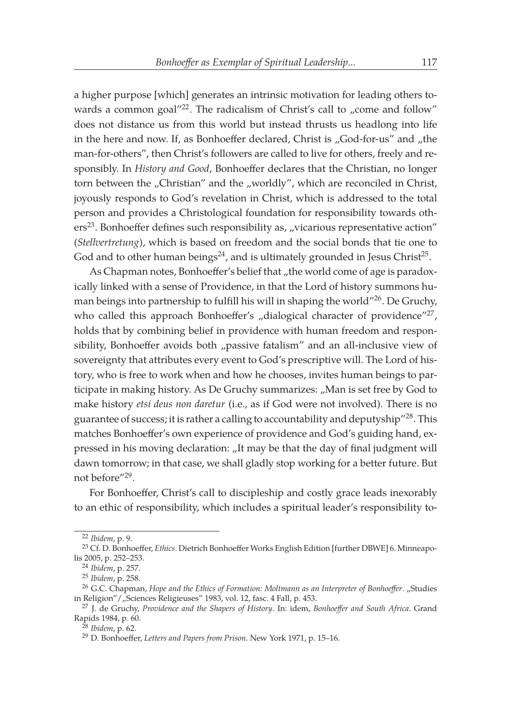a higher purpose [which] generates an intrinsic motivation for leading others towards a common goal"[22]. The radicalism of Christ's call to „come and follow" does not distance us from this world but instead thrusts us headlong into life in the here and now. If, as Bonhoeffer declared, Christ is „God-for-us" and „the man-for-others", then Christ's followers are called to live for others, freely and responsibly. In *History and Good*, Bonhoeffer declares that the Christian, no longer torn between the „Christian" and the „worldly", which are reconciled in Christ, joyously responds to God's revelation in Christ, which is addressed to the total person and provides a Christological foundation for responsibility towards others[23]. Bonhoeffer defines such responsibility as, „vicarious representative action" (*Stellvertretung*), which is based on freedom and the social bonds that tie one to God and to other human beings[24], and is ultimately grounded in Jesus Christ[25].

As Chapman notes, Bonhoeffer's belief that „the world come of age is paradoxically linked with a sense of Providence, in that the Lord of history summons human beings into partnership to fulfill his will in shaping the world"[26]. De Gruchy, who called this approach Bonhoeffer's „dialogical character of providence"[27], holds that by combining belief in providence with human freedom and responsibility, Bonhoeffer avoids both „passive fatalism" and an all-inclusive view of sovereignty that attributes every event to God's prescriptive will. The Lord of history, who is free to work when and how he chooses, invites human beings to participate in making history. As De Gruchy summarizes: „Man is set free by God to make history *etsi deus non daretur* (i.e., as if God were not involved). There is no guarantee of success; it is rather a calling to accountability and deputyship"[28]. This matches Bonhoeffer's own experience of providence and God's guiding hand, expressed in his moving declaration: „It may be that the day of final judgment will dawn tomorrow; in that case, we shall gladly stop working for a better future. But not before"[29].

For Bonhoeffer, Christ's call to discipleship and costly grace leads inexorably to an ethic of responsibility, which includes a spiritual leader's responsibility to-

---

[22] *Ibidem*, p. 9.

[23] Cf. D. Bonhoeffer, *Ethics*. Dietrich Bonhoeffer Works English Edition [further DBWE] 6. Minneapolis 2005, p. 252–253.

[24] *Ibidem*, p. 257.

[25] *Ibidem*, p. 258.

[26] G.C. Chapman, *Hope and the Ethics of Formation: Moltmann as an Interpreter of Bonhoeffer*. „Studies in Religion"/„Sciences Religieuses" 1983, vol. 12, fasc. 4 Fall, p. 453.

[27] J. de Gruchy, *Providence and the Shapers of History*. In: idem, *Bonhoeffer and South Africa*. Grand Rapids 1984, p. 60.

[28] *Ibidem*, p. 62.

[29] D. Bonhoeffer, *Letters and Papers from Prison*. New York 1971, p. 15–16.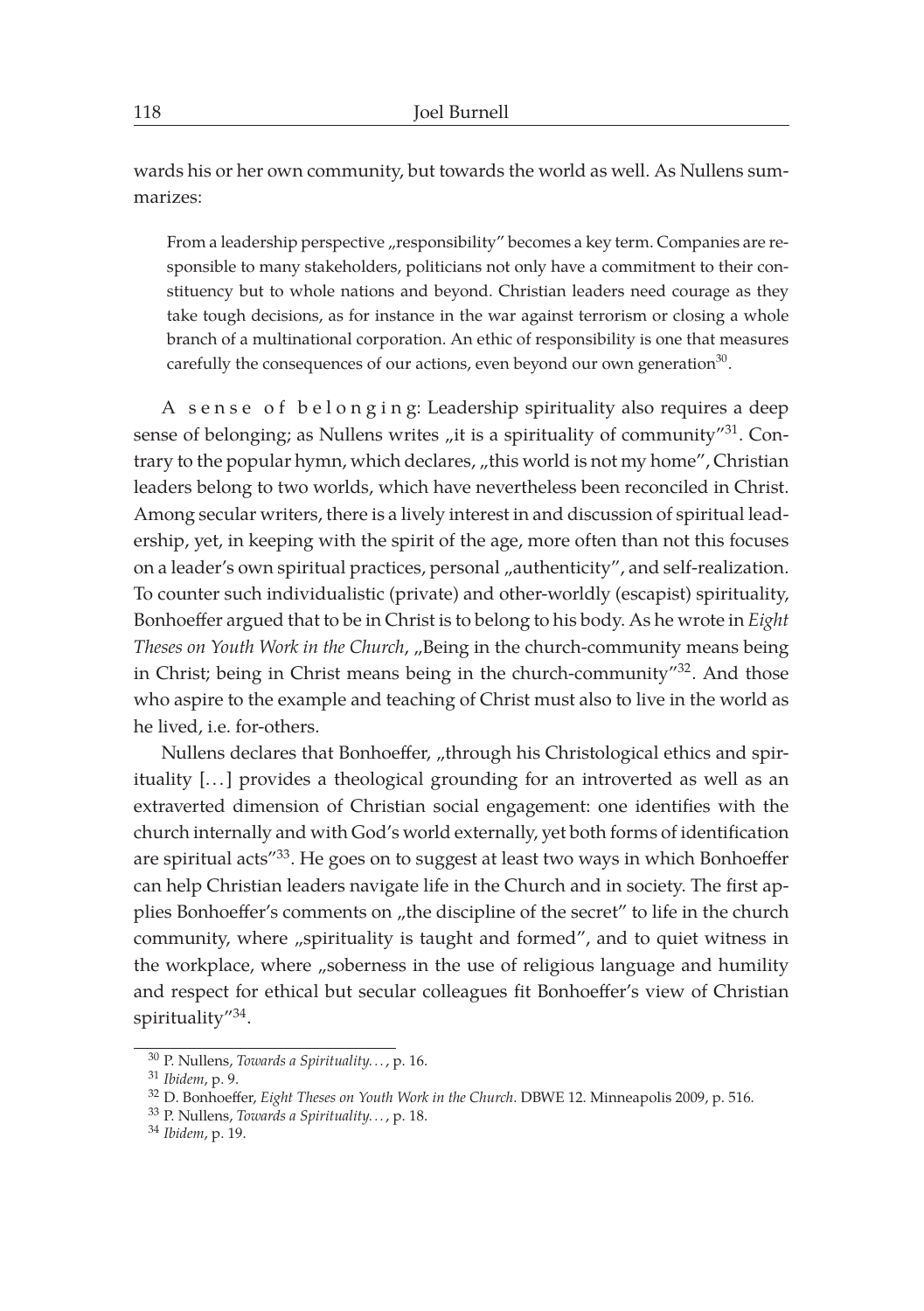wards his or her own community, but towards the world as well. As Nullens summarizes:

> From a leadership perspective „responsibility" becomes a key term. Companies are responsible to many stakeholders, politicians not only have a commitment to their constituency but to whole nations and beyond. Christian leaders need courage as they take tough decisions, as for instance in the war against terrorism or closing a whole branch of a multinational corporation. An ethic of responsibility is one that measures carefully the consequences of our actions, even beyond our own generation[30].

A sense of belonging: Leadership spirituality also requires a deep sense of belonging; as Nullens writes „it is a spirituality of community"[31]. Contrary to the popular hymn, which declares, „this world is not my home", Christian leaders belong to two worlds, which have nevertheless been reconciled in Christ. Among secular writers, there is a lively interest in and discussion of spiritual leadership, yet, in keeping with the spirit of the age, more often than not this focuses on a leader's own spiritual practices, personal „authenticity", and self-realization. To counter such individualistic (private) and other-worldly (escapist) spirituality, Bonhoeffer argued that to be in Christ is to belong to his body. As he wrote in *Eight Theses on Youth Work in the Church*, „Being in the church-community means being in Christ; being in Christ means being in the church-community"[32]. And those who aspire to the example and teaching of Christ must also to live in the world as he lived, i.e. for-others.

Nullens declares that Bonhoeffer, „through his Christological ethics and spirituality […] provides a theological grounding for an introverted as well as an extraverted dimension of Christian social engagement: one identifies with the church internally and with God's world externally, yet both forms of identification are spiritual acts"[33]. He goes on to suggest at least two ways in which Bonhoeffer can help Christian leaders navigate life in the Church and in society. The first applies Bonhoeffer's comments on „the discipline of the secret" to life in the church community, where „spirituality is taught and formed", and to quiet witness in the workplace, where „soberness in the use of religious language and humility and respect for ethical but secular colleagues fit Bonhoeffer's view of Christian spirituality"[34].

---

[30] P. Nullens, *Towards a Spirituality…*, p. 16.

[31] *Ibidem*, p. 9.

[32] D. Bonhoeffer, *Eight Theses on Youth Work in the Church*. DBWE 12. Minneapolis 2009, p. 516.

[33] P. Nullens, *Towards a Spirituality…*, p. 18.

[34] *Ibidem*, p. 19.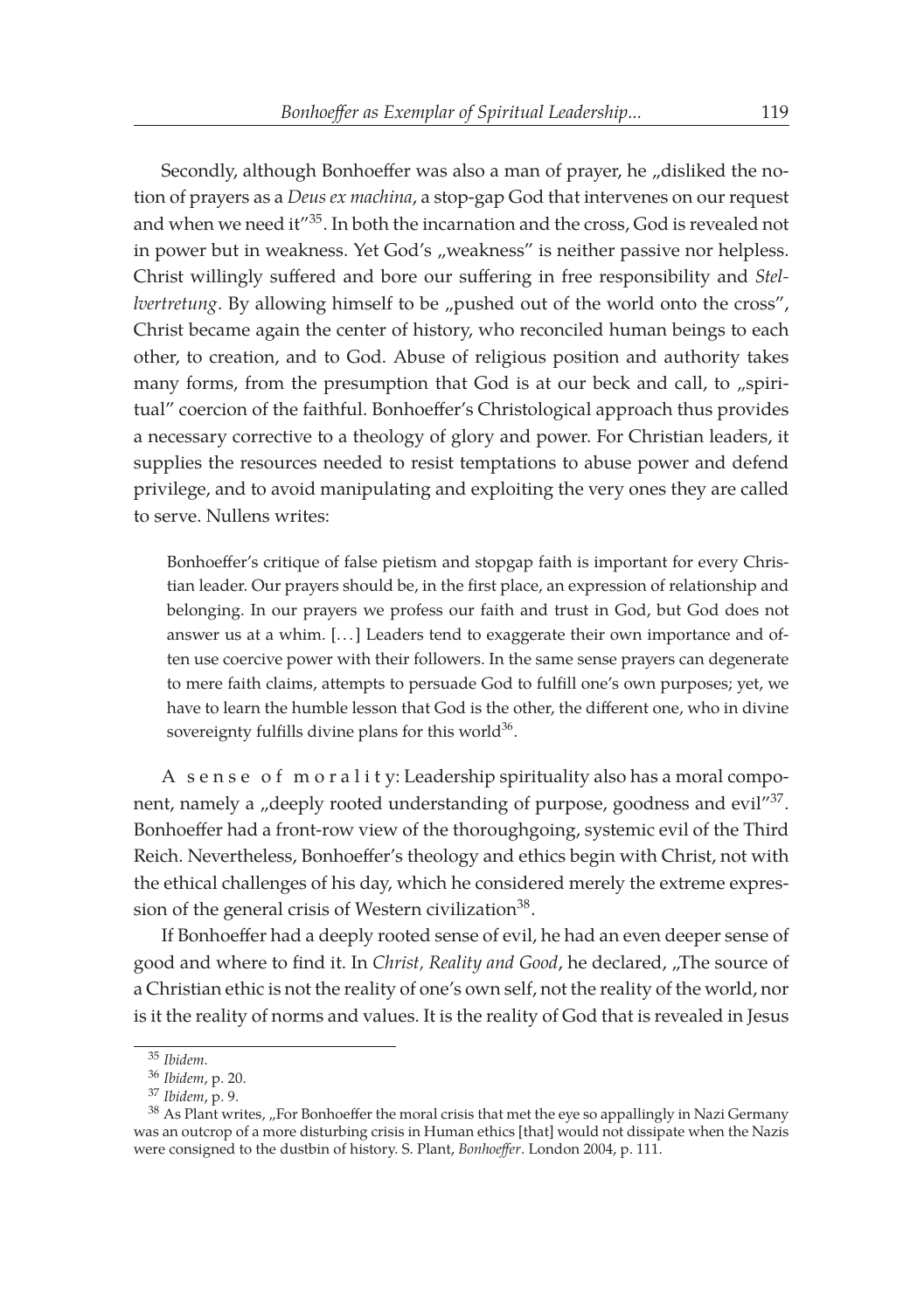Secondly, although Bonhoeffer was also a man of prayer, he „disliked the notion of prayers as a *Deus ex machina*, a stop-gap God that intervenes on our request and when we need it"[35]. In both the incarnation and the cross, God is revealed not in power but in weakness. Yet God's „weakness" is neither passive nor helpless. Christ willingly suffered and bore our suffering in free responsibility and *Stellvertretung*. By allowing himself to be „pushed out of the world onto the cross", Christ became again the center of history, who reconciled human beings to each other, to creation, and to God. Abuse of religious position and authority takes many forms, from the presumption that God is at our beck and call, to „spiritual" coercion of the faithful. Bonhoeffer's Christological approach thus provides a necessary corrective to a theology of glory and power. For Christian leaders, it supplies the resources needed to resist temptations to abuse power and defend privilege, and to avoid manipulating and exploiting the very ones they are called to serve. Nullens writes:

> Bonhoeffer's critique of false pietism and stopgap faith is important for every Christian leader. Our prayers should be, in the first place, an expression of relationship and belonging. In our prayers we profess our faith and trust in God, but God does not answer us at a whim. [...] Leaders tend to exaggerate their own importance and often use coercive power with their followers. In the same sense prayers can degenerate to mere faith claims, attempts to persuade God to fulfill one's own purposes; yet, we have to learn the humble lesson that God is the other, the different one, who in divine sovereignty fulfills divine plans for this world[36].

A sense of morality: Leadership spirituality also has a moral component, namely a „deeply rooted understanding of purpose, goodness and evil"[37]. Bonhoeffer had a front-row view of the thoroughgoing, systemic evil of the Third Reich. Nevertheless, Bonhoeffer's theology and ethics begin with Christ, not with the ethical challenges of his day, which he considered merely the extreme expression of the general crisis of Western civilization[38].

If Bonhoeffer had a deeply rooted sense of evil, he had an even deeper sense of good and where to find it. In *Christ, Reality and Good*, he declared, „The source of a Christian ethic is not the reality of one's own self, not the reality of the world, nor is it the reality of norms and values. It is the reality of God that is revealed in Jesus

---

[35] *Ibidem*.

[36] *Ibidem*, p. 20.

[37] *Ibidem*, p. 9.

[38] As Plant writes, „For Bonhoeffer the moral crisis that met the eye so appallingly in Nazi Germany was an outcrop of a more disturbing crisis in Human ethics [that] would not dissipate when the Nazis were consigned to the dustbin of history. S. Plant, *Bonhoeffer*. London 2004, p. 111.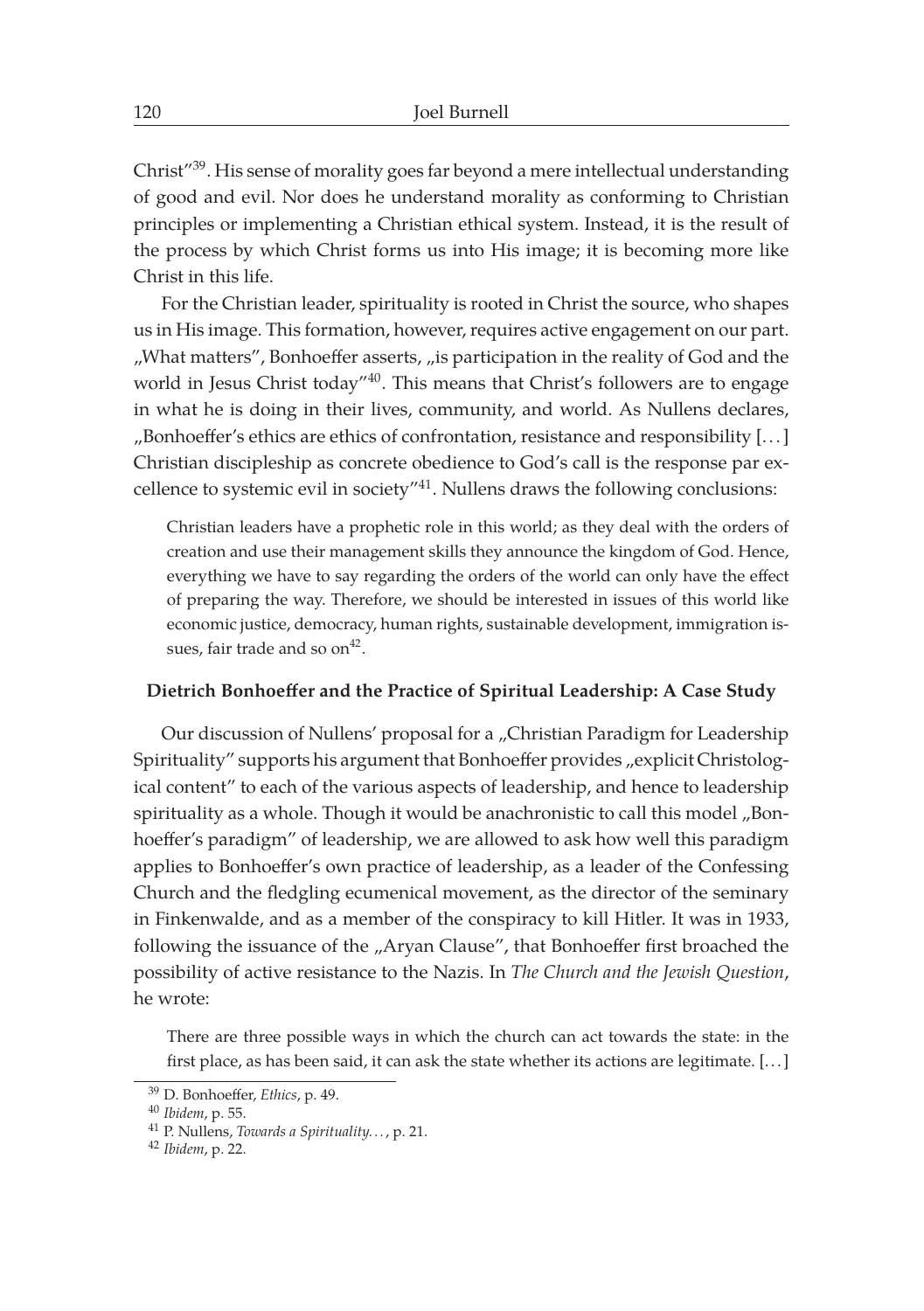Christ"[39]. His sense of morality goes far beyond a mere intellectual understanding of good and evil. Nor does he understand morality as conforming to Christian principles or implementing a Christian ethical system. Instead, it is the result of the process by which Christ forms us into His image; it is becoming more like Christ in this life.

For the Christian leader, spirituality is rooted in Christ the source, who shapes us in His image. This formation, however, requires active engagement on our part. „What matters", Bonhoeffer asserts, „is participation in the reality of God and the world in Jesus Christ today"[40]. This means that Christ's followers are to engage in what he is doing in their lives, community, and world. As Nullens declares, „Bonhoeffer's ethics are ethics of confrontation, resistance and responsibility […] Christian discipleship as concrete obedience to God's call is the response par excellence to systemic evil in society"[41]. Nullens draws the following conclusions:

> Christian leaders have a prophetic role in this world; as they deal with the orders of creation and use their management skills they announce the kingdom of God. Hence, everything we have to say regarding the orders of the world can only have the effect of preparing the way. Therefore, we should be interested in issues of this world like economic justice, democracy, human rights, sustainable development, immigration issues, fair trade and so on[42].

### Dietrich Bonhoeffer and the Practice of Spiritual Leadership: A Case Study

Our discussion of Nullens' proposal for a „Christian Paradigm for Leadership Spirituality" supports his argument that Bonhoeffer provides „explicit Christological content" to each of the various aspects of leadership, and hence to leadership spirituality as a whole. Though it would be anachronistic to call this model „Bonhoeffer's paradigm" of leadership, we are allowed to ask how well this paradigm applies to Bonhoeffer's own practice of leadership, as a leader of the Confessing Church and the fledgling ecumenical movement, as the director of the seminary in Finkenwalde, and as a member of the conspiracy to kill Hitler. It was in 1933, following the issuance of the „Aryan Clause", that Bonhoeffer first broached the possibility of active resistance to the Nazis. In *The Church and the Jewish Question*, he wrote:

> There are three possible ways in which the church can act towards the state: in the first place, as has been said, it can ask the state whether its actions are legitimate. […]

---

[39] D. Bonhoeffer, *Ethics*, p. 49.

[40] *Ibidem*, p. 55.

[41] P. Nullens, *Towards a Spirituality…*, p. 21.

[42] *Ibidem*, p. 22.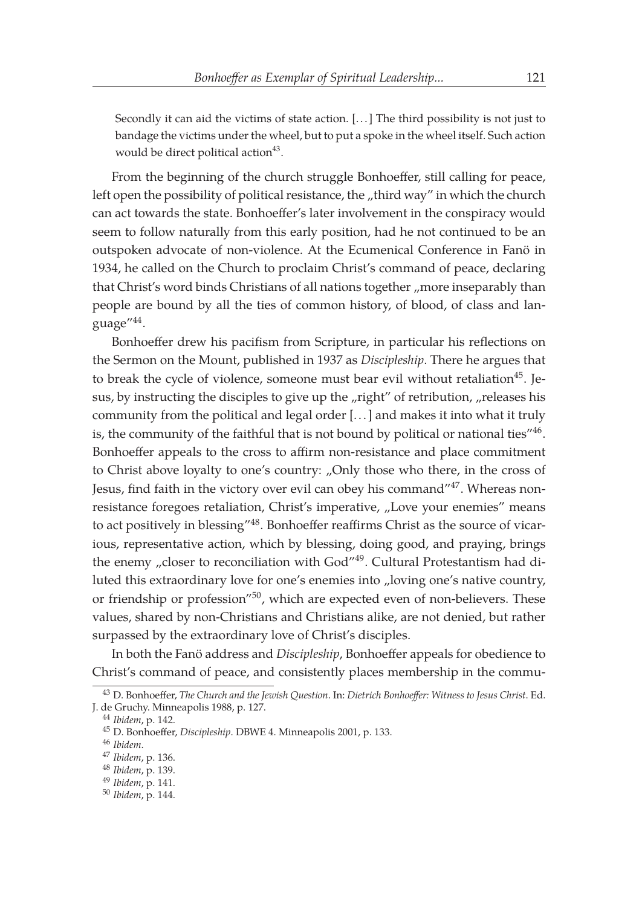> Secondly it can aid the victims of state action. [...] The third possibility is not just to bandage the victims under the wheel, but to put a spoke in the wheel itself. Such action would be direct political action[43].

From the beginning of the church struggle Bonhoeffer, still calling for peace, left open the possibility of political resistance, the „third way" in which the church can act towards the state. Bonhoeffer's later involvement in the conspiracy would seem to follow naturally from this early position, had he not continued to be an outspoken advocate of non-violence. At the Ecumenical Conference in Fanö in 1934, he called on the Church to proclaim Christ's command of peace, declaring that Christ's word binds Christians of all nations together „more inseparably than people are bound by all the ties of common history, of blood, of class and language"[44].

Bonhoeffer drew his pacifism from Scripture, in particular his reflections on the Sermon on the Mount, published in 1937 as *Discipleship*. There he argues that to break the cycle of violence, someone must bear evil without retaliation[45]. Jesus, by instructing the disciples to give up the „right" of retribution, „releases his community from the political and legal order [...] and makes it into what it truly is, the community of the faithful that is not bound by political or national ties"[46]. Bonhoeffer appeals to the cross to affirm non-resistance and place commitment to Christ above loyalty to one's country: „Only those who there, in the cross of Jesus, find faith in the victory over evil can obey his command"[47]. Whereas non-resistance foregoes retaliation, Christ's imperative, „Love your enemies" means to act positively in blessing"[48]. Bonhoeffer reaffirms Christ as the source of vicarious, representative action, which by blessing, doing good, and praying, brings the enemy „closer to reconciliation with God"[49]. Cultural Protestantism had diluted this extraordinary love for one's enemies into „loving one's native country, or friendship or profession"[50], which are expected even of non-believers. These values, shared by non-Christians and Christians alike, are not denied, but rather surpassed by the extraordinary love of Christ's disciples.

In both the Fanö address and *Discipleship*, Bonhoeffer appeals for obedience to Christ's command of peace, and consistently places membership in the commu-

---

[43] D. Bonhoeffer, *The Church and the Jewish Question*. In: *Dietrich Bonhoeffer: Witness to Jesus Christ*. Ed. J. de Gruchy. Minneapolis 1988, p. 127.

[44] *Ibidem*, p. 142.

[45] D. Bonhoeffer, *Discipleship*. DBWE 4. Minneapolis 2001, p. 133.

[46] *Ibidem*.

[47] *Ibidem*, p. 136.

[48] *Ibidem*, p. 139.

[49] *Ibidem*, p. 141.

[50] *Ibidem*, p. 144.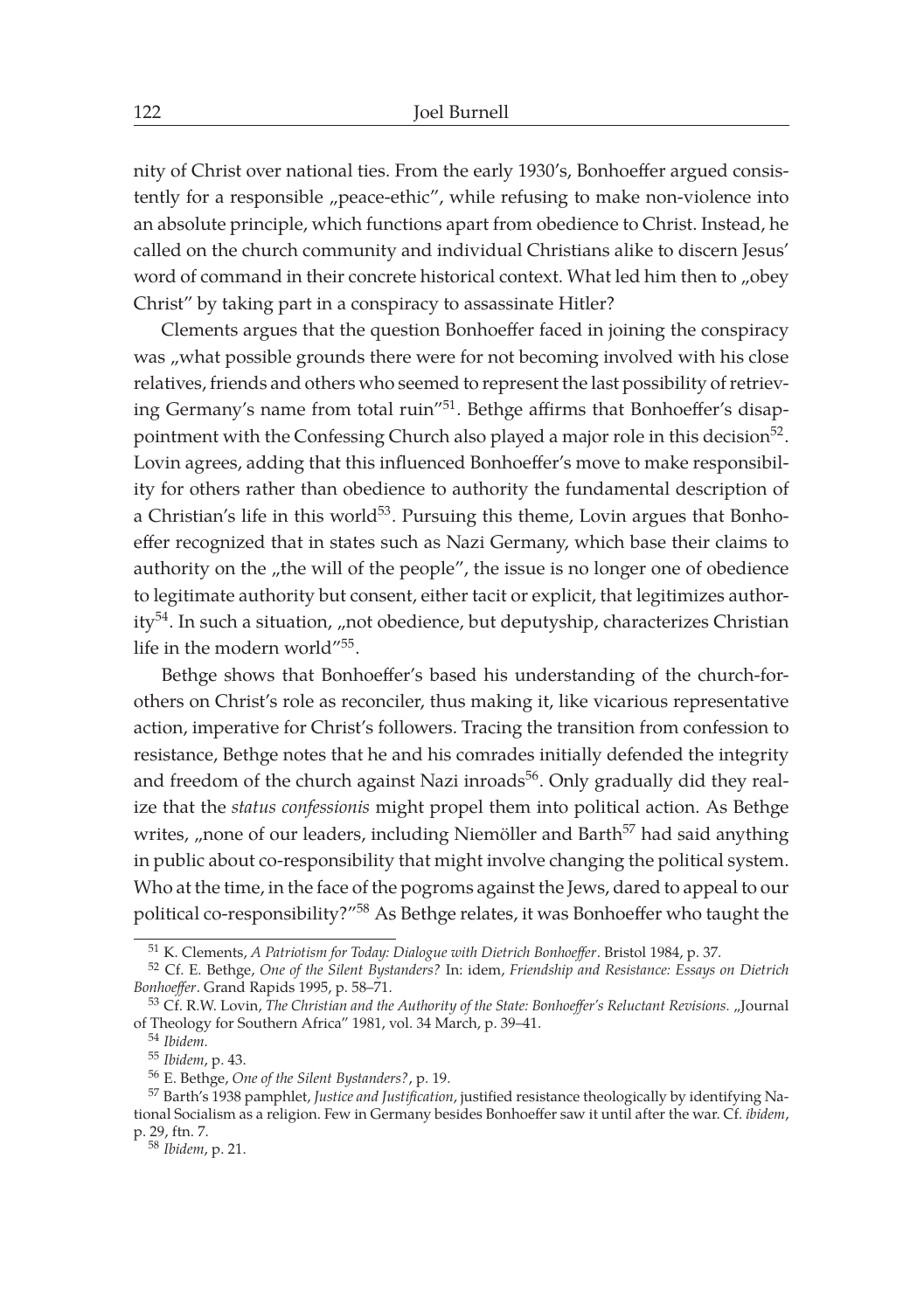nity of Christ over national ties. From the early 1930's, Bonhoeffer argued consistently for a responsible „peace-ethic", while refusing to make non-violence into an absolute principle, which functions apart from obedience to Christ. Instead, he called on the church community and individual Christians alike to discern Jesus' word of command in their concrete historical context. What led him then to „obey Christ" by taking part in a conspiracy to assassinate Hitler?

Clements argues that the question Bonhoeffer faced in joining the conspiracy was „what possible grounds there were for not becoming involved with his close relatives, friends and others who seemed to represent the last possibility of retrieving Germany's name from total ruin"[51]. Bethge affirms that Bonhoeffer's disappointment with the Confessing Church also played a major role in this decision[52]. Lovin agrees, adding that this influenced Bonhoeffer's move to make responsibility for others rather than obedience to authority the fundamental description of a Christian's life in this world[53]. Pursuing this theme, Lovin argues that Bonhoeffer recognized that in states such as Nazi Germany, which base their claims to authority on the „the will of the people", the issue is no longer one of obedience to legitimate authority but consent, either tacit or explicit, that legitimizes authority[54]. In such a situation, „not obedience, but deputyship, characterizes Christian life in the modern world"[55].

Bethge shows that Bonhoeffer's based his understanding of the church-for-others on Christ's role as reconciler, thus making it, like vicarious representative action, imperative for Christ's followers. Tracing the transition from confession to resistance, Bethge notes that he and his comrades initially defended the integrity and freedom of the church against Nazi inroads[56]. Only gradually did they realize that the *status confessionis* might propel them into political action. As Bethge writes, „none of our leaders, including Niemöller and Barth[57] had said anything in public about co-responsibility that might involve changing the political system. Who at the time, in the face of the pogroms against the Jews, dared to appeal to our political co-responsibility?"[58] As Bethge relates, it was Bonhoeffer who taught the

---

[51] K. Clements, *A Patriotism for Today: Dialogue with Dietrich Bonhoeffer*. Bristol 1984, p. 37.

[52] Cf. E. Bethge, *One of the Silent Bystanders?* In: idem, *Friendship and Resistance: Essays on Dietrich Bonhoeffer*. Grand Rapids 1995, p. 58–71.

[53] Cf. R.W. Lovin, *The Christian and the Authority of the State: Bonhoeffer's Reluctant Revisions.* „Journal of Theology for Southern Africa" 1981, vol. 34 March, p. 39–41.

[54] *Ibidem*.

[55] *Ibidem*, p. 43.

[56] E. Bethge, *One of the Silent Bystanders?*, p. 19.

[57] Barth's 1938 pamphlet, *Justice and Justification*, justified resistance theologically by identifying National Socialism as a religion. Few in Germany besides Bonhoeffer saw it until after the war. Cf. *ibidem*, p. 29, ftn. 7.

[58] *Ibidem*, p. 21.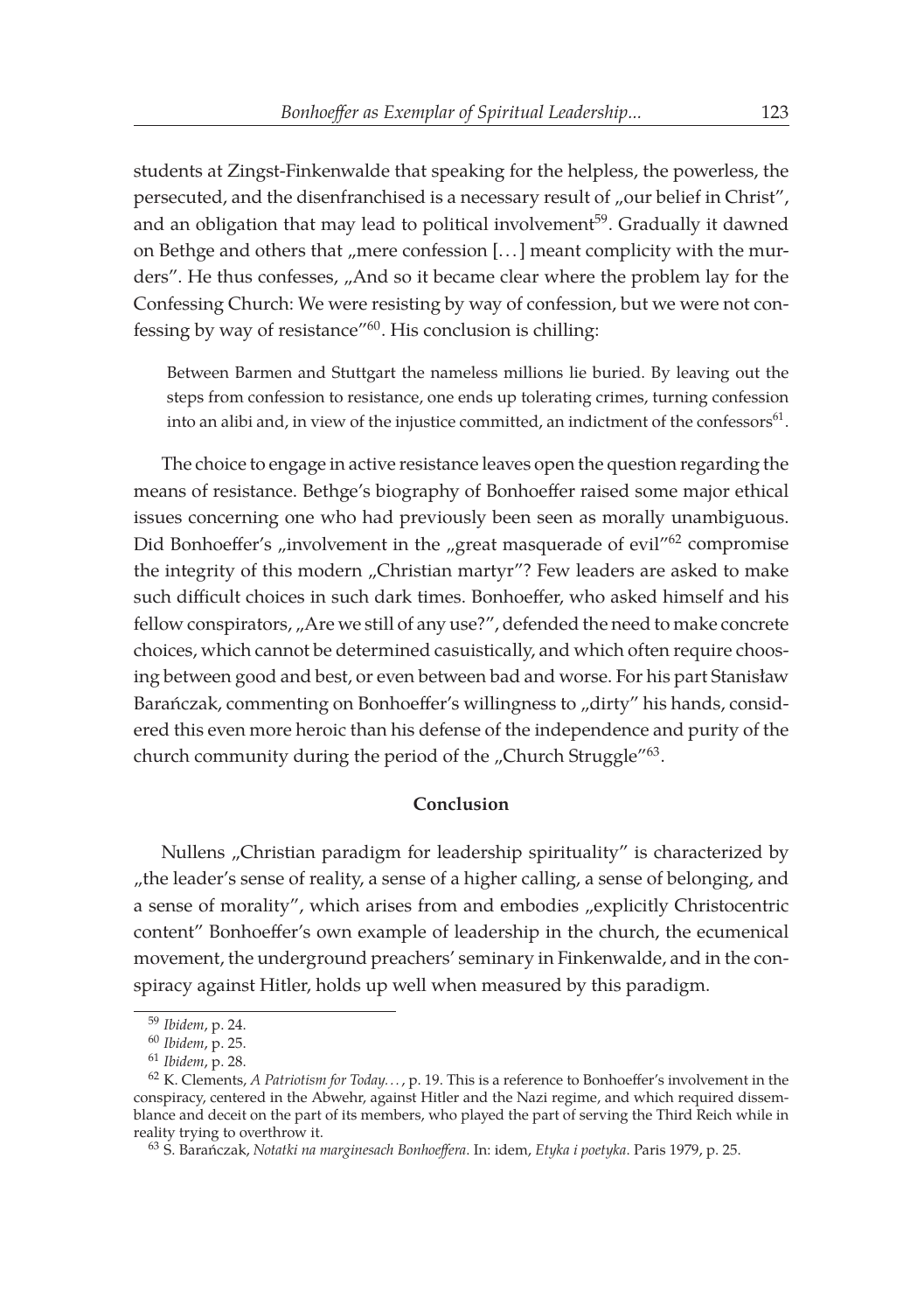students at Zingst-Finkenwalde that speaking for the helpless, the powerless, the persecuted, and the disenfranchised is a necessary result of „our belief in Christ", and an obligation that may lead to political involvement[59]. Gradually it dawned on Bethge and others that „mere confession [...] meant complicity with the murders". He thus confesses, „And so it became clear where the problem lay for the Confessing Church: We were resisting by way of confession, but we were not confessing by way of resistance"[60]. His conclusion is chilling:

> Between Barmen and Stuttgart the nameless millions lie buried. By leaving out the steps from confession to resistance, one ends up tolerating crimes, turning confession into an alibi and, in view of the injustice committed, an indictment of the confessors[61].

The choice to engage in active resistance leaves open the question regarding the means of resistance. Bethge's biography of Bonhoeffer raised some major ethical issues concerning one who had previously been seen as morally unambiguous. Did Bonhoeffer's „involvement in the „great masquerade of evil"[62] compromise the integrity of this modern „Christian martyr"? Few leaders are asked to make such difficult choices in such dark times. Bonhoeffer, who asked himself and his fellow conspirators, „Are we still of any use?", defended the need to make concrete choices, which cannot be determined casuistically, and which often require choosing between good and best, or even between bad and worse. For his part Stanisław Barańczak, commenting on Bonhoeffer's willingness to „dirty" his hands, considered this even more heroic than his defense of the independence and purity of the church community during the period of the „Church Struggle"[63].

## Conclusion

Nullens „Christian paradigm for leadership spirituality" is characterized by „the leader's sense of reality, a sense of a higher calling, a sense of belonging, and a sense of morality", which arises from and embodies „explicitly Christocentric content" Bonhoeffer's own example of leadership in the church, the ecumenical movement, the underground preachers' seminary in Finkenwalde, and in the conspiracy against Hitler, holds up well when measured by this paradigm.

---

[59] *Ibidem*, p. 24.

[60] *Ibidem*, p. 25.

[61] *Ibidem*, p. 28.

[62] K. Clements, *A Patriotism for Today...*, p. 19. This is a reference to Bonhoeffer's involvement in the conspiracy, centered in the Abwehr, against Hitler and the Nazi regime, and which required dissemblance and deceit on the part of its members, who played the part of serving the Third Reich while in reality trying to overthrow it.

[63] S. Barańczak, *Notatki na marginesach Bonhoeffera*. In: idem, *Etyka i poetyka*. Paris 1979, p. 25.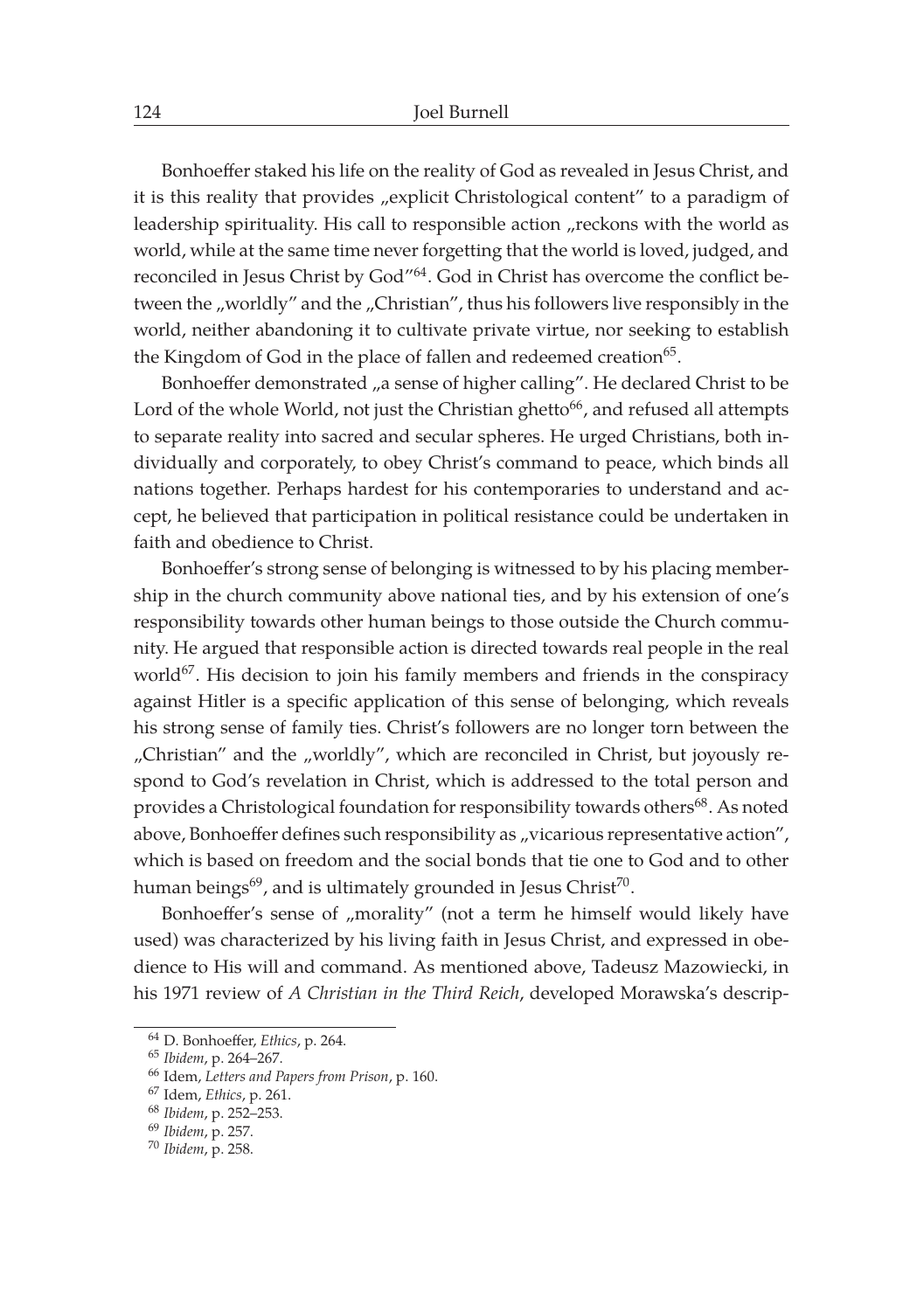Bonhoeffer staked his life on the reality of God as revealed in Jesus Christ, and it is this reality that provides „explicit Christological content" to a paradigm of leadership spirituality. His call to responsible action „reckons with the world as world, while at the same time never forgetting that the world is loved, judged, and reconciled in Jesus Christ by God"[64]. God in Christ has overcome the conflict between the „worldly" and the „Christian", thus his followers live responsibly in the world, neither abandoning it to cultivate private virtue, nor seeking to establish the Kingdom of God in the place of fallen and redeemed creation[65].

Bonhoeffer demonstrated „a sense of higher calling". He declared Christ to be Lord of the whole World, not just the Christian ghetto[66], and refused all attempts to separate reality into sacred and secular spheres. He urged Christians, both individually and corporately, to obey Christ's command to peace, which binds all nations together. Perhaps hardest for his contemporaries to understand and accept, he believed that participation in political resistance could be undertaken in faith and obedience to Christ.

Bonhoeffer's strong sense of belonging is witnessed to by his placing membership in the church community above national ties, and by his extension of one's responsibility towards other human beings to those outside the Church community. He argued that responsible action is directed towards real people in the real world[67]. His decision to join his family members and friends in the conspiracy against Hitler is a specific application of this sense of belonging, which reveals his strong sense of family ties. Christ's followers are no longer torn between the „Christian" and the „worldly", which are reconciled in Christ, but joyously respond to God's revelation in Christ, which is addressed to the total person and provides a Christological foundation for responsibility towards others[68]. As noted above, Bonhoeffer defines such responsibility as „vicarious representative action", which is based on freedom and the social bonds that tie one to God and to other human beings[69], and is ultimately grounded in Jesus Christ[70].

Bonhoeffer's sense of „morality" (not a term he himself would likely have used) was characterized by his living faith in Jesus Christ, and expressed in obedience to His will and command. As mentioned above, Tadeusz Mazowiecki, in his 1971 review of *A Christian in the Third Reich*, developed Morawska's descrip-

---

[64] D. Bonhoeffer, *Ethics*, p. 264.

[65] *Ibidem*, p. 264–267.

[66] Idem, *Letters and Papers from Prison*, p. 160.

[67] Idem, *Ethics*, p. 261.

[68] *Ibidem*, p. 252–253.

[69] *Ibidem*, p. 257.

[70] *Ibidem*, p. 258.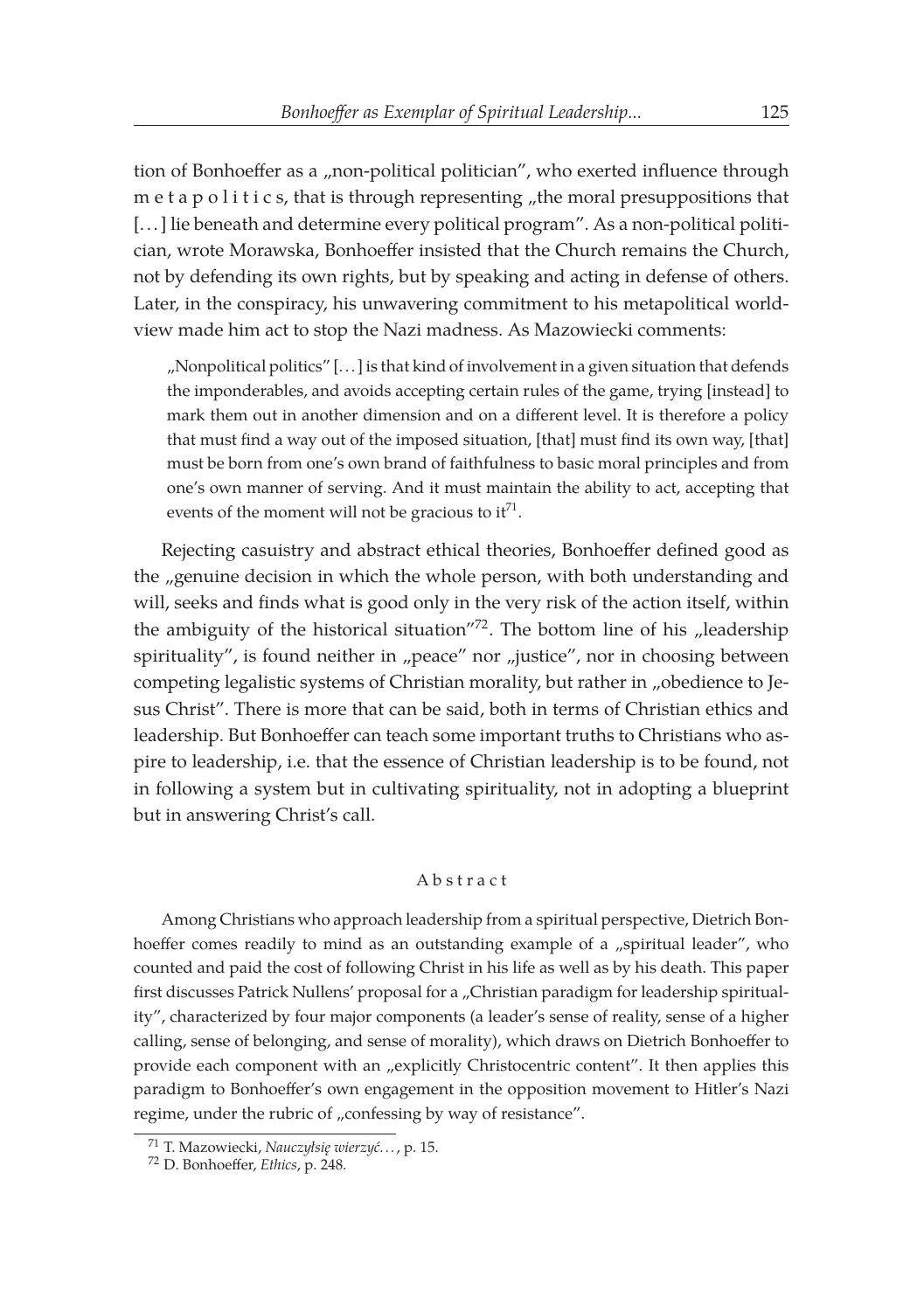tion of Bonhoeffer as a „non-political politician", who exerted influence through m e t a p o l i t i c s, that is through representing „the moral presuppositions that [...] lie beneath and determine every political program". As a non-political politician, wrote Morawska, Bonhoeffer insisted that the Church remains the Church, not by defending its own rights, but by speaking and acting in defense of others. Later, in the conspiracy, his unwavering commitment to his metapolitical worldview made him act to stop the Nazi madness. As Mazowiecki comments:

> „Nonpolitical politics" [...] is that kind of involvement in a given situation that defends the imponderables, and avoids accepting certain rules of the game, trying [instead] to mark them out in another dimension and on a different level. It is therefore a policy that must find a way out of the imposed situation, [that] must find its own way, [that] must be born from one's own brand of faithfulness to basic moral principles and from one's own manner of serving. And it must maintain the ability to act, accepting that events of the moment will not be gracious to it[71].

Rejecting casuistry and abstract ethical theories, Bonhoeffer defined good as the „genuine decision in which the whole person, with both understanding and will, seeks and finds what is good only in the very risk of the action itself, within the ambiguity of the historical situation"[72]. The bottom line of his „leadership spirituality", is found neither in „peace" nor „justice", nor in choosing between competing legalistic systems of Christian morality, but rather in „obedience to Jesus Christ". There is more that can be said, both in terms of Christian ethics and leadership. But Bonhoeffer can teach some important truths to Christians who aspire to leadership, i.e. that the essence of Christian leadership is to be found, not in following a system but in cultivating spirituality, not in adopting a blueprint but in answering Christ's call.

## A b s t r a c t

Among Christians who approach leadership from a spiritual perspective, Dietrich Bonhoeffer comes readily to mind as an outstanding example of a „spiritual leader", who counted and paid the cost of following Christ in his life as well as by his death. This paper first discusses Patrick Nullens' proposal for a „Christian paradigm for leadership spirituality", characterized by four major components (a leader's sense of reality, sense of a higher calling, sense of belonging, and sense of morality), which draws on Dietrich Bonhoeffer to provide each component with an „explicitly Christocentric content". It then applies this paradigm to Bonhoeffer's own engagement in the opposition movement to Hitler's Nazi regime, under the rubric of „confessing by way of resistance".

---

[71] T. Mazowiecki, *Nauczyłsię wierzyć...*, p. 15.

[72] D. Bonhoeffer, *Ethics*, p. 248.